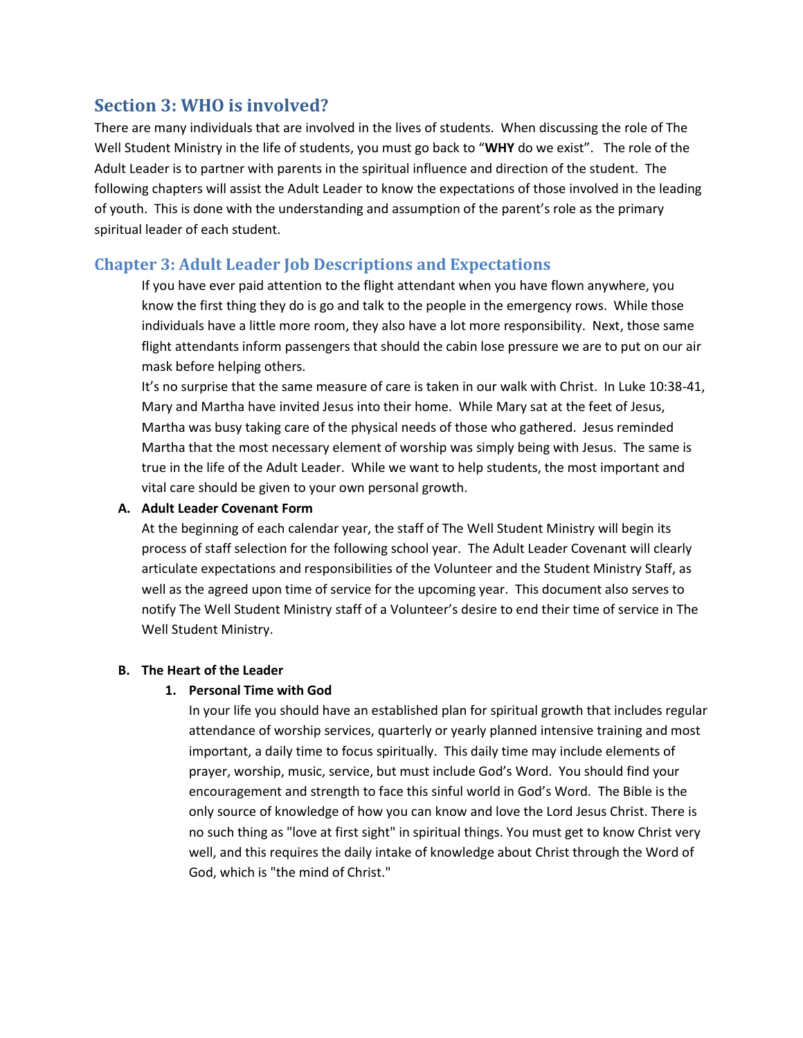## Section 3: WHO is involved?

There are many individuals that are involved in the lives of students. When discussing the role of The Well Student Ministry in the life of students, you must go back to "**WHY** do we exist". The role of the Adult Leader is to partner with parents in the spiritual influence and direction of the student. The following chapters will assist the Adult Leader to know the expectations of those involved in the leading of youth. This is done with the understanding and assumption of the parent's role as the primary spiritual leader of each student.

### Chapter 3: Adult Leader Job Descriptions and Expectations

If you have ever paid attention to the flight attendant when you have flown anywhere, you know the first thing they do is go and talk to the people in the emergency rows. While those individuals have a little more room, they also have a lot more responsibility. Next, those same flight attendants inform passengers that should the cabin lose pressure we are to put on our air mask before helping others.

It's no surprise that the same measure of care is taken in our walk with Christ. In Luke 10:38-41, Mary and Martha have invited Jesus into their home. While Mary sat at the feet of Jesus, Martha was busy taking care of the physical needs of those who gathered. Jesus reminded Martha that the most necessary element of worship was simply being with Jesus. The same is true in the life of the Adult Leader. While we want to help students, the most important and vital care should be given to your own personal growth.

**A. Adult Leader Covenant Form**

At the beginning of each calendar year, the staff of The Well Student Ministry will begin its process of staff selection for the following school year. The Adult Leader Covenant will clearly articulate expectations and responsibilities of the Volunteer and the Student Ministry Staff, as well as the agreed upon time of service for the upcoming year. This document also serves to notify The Well Student Ministry staff of a Volunteer's desire to end their time of service in The Well Student Ministry.

**B. The Heart of the Leader**

**1. Personal Time with God**

In your life you should have an established plan for spiritual growth that includes regular attendance of worship services, quarterly or yearly planned intensive training and most important, a daily time to focus spiritually. This daily time may include elements of prayer, worship, music, service, but must include God's Word. You should find your encouragement and strength to face this sinful world in God's Word. The Bible is the only source of knowledge of how you can know and love the Lord Jesus Christ. There is no such thing as "love at first sight" in spiritual things. You must get to know Christ very well, and this requires the daily intake of knowledge about Christ through the Word of God, which is "the mind of Christ."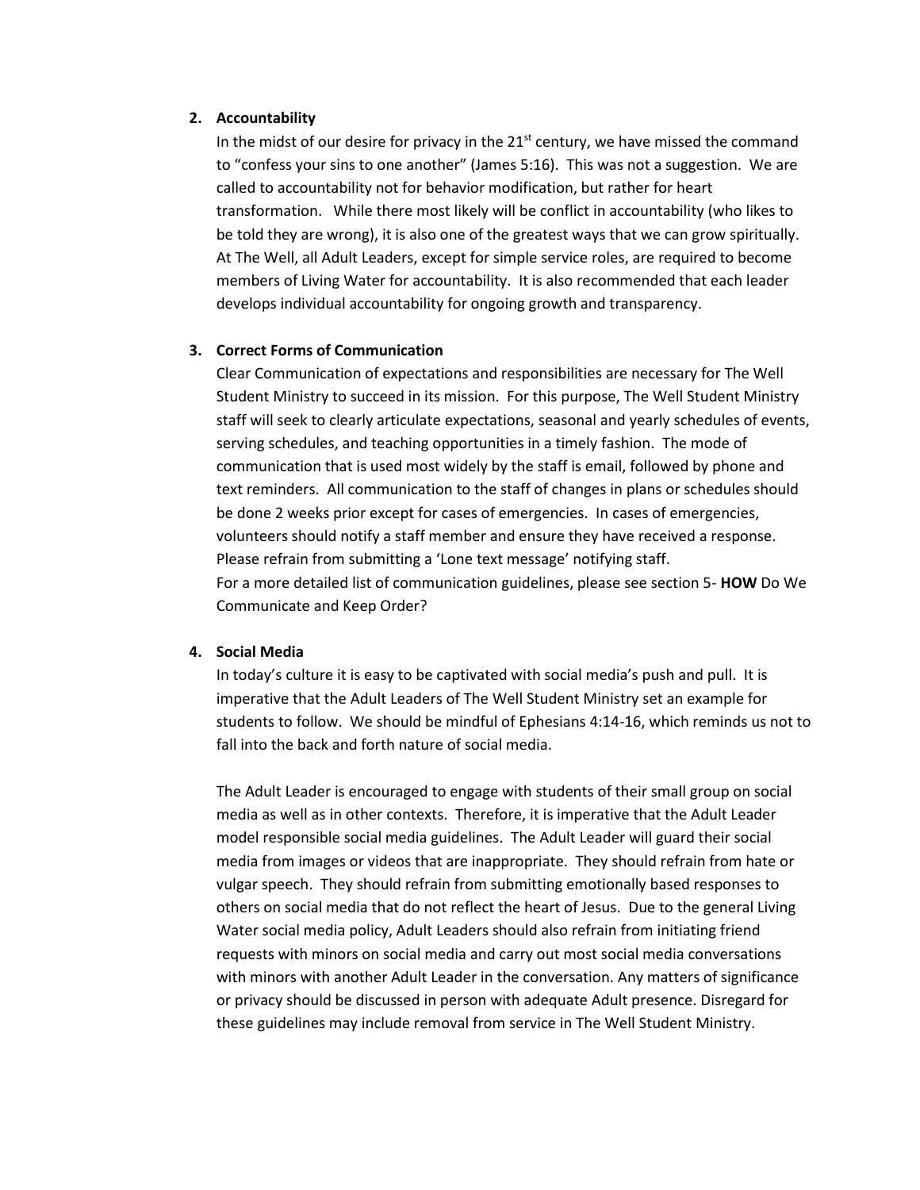2. **Accountability**

   In the midst of our desire for privacy in the 21st century, we have missed the command to "confess your sins to one another" (James 5:16). This was not a suggestion. We are called to accountability not for behavior modification, but rather for heart transformation. While there most likely will be conflict in accountability (who likes to be told they are wrong), it is also one of the greatest ways that we can grow spiritually. At The Well, all Adult Leaders, except for simple service roles, are required to become members of Living Water for accountability. It is also recommended that each leader develops individual accountability for ongoing growth and transparency.

3. **Correct Forms of Communication**

   Clear Communication of expectations and responsibilities are necessary for The Well Student Ministry to succeed in its mission. For this purpose, The Well Student Ministry staff will seek to clearly articulate expectations, seasonal and yearly schedules of events, serving schedules, and teaching opportunities in a timely fashion. The mode of communication that is used most widely by the staff is email, followed by phone and text reminders. All communication to the staff of changes in plans or schedules should be done 2 weeks prior except for cases of emergencies. In cases of emergencies, volunteers should notify a staff member and ensure they have received a response. Please refrain from submitting a 'Lone text message' notifying staff.

   For a more detailed list of communication guidelines, please see section 5- **HOW** Do We Communicate and Keep Order?

4. **Social Media**

   In today's culture it is easy to be captivated with social media's push and pull. It is imperative that the Adult Leaders of The Well Student Ministry set an example for students to follow. We should be mindful of Ephesians 4:14-16, which reminds us not to fall into the back and forth nature of social media.

   The Adult Leader is encouraged to engage with students of their small group on social media as well as in other contexts. Therefore, it is imperative that the Adult Leader model responsible social media guidelines. The Adult Leader will guard their social media from images or videos that are inappropriate. They should refrain from hate or vulgar speech. They should refrain from submitting emotionally based responses to others on social media that do not reflect the heart of Jesus. Due to the general Living Water social media policy, Adult Leaders should also refrain from initiating friend requests with minors on social media and carry out most social media conversations with minors with another Adult Leader in the conversation. Any matters of significance or privacy should be discussed in person with adequate Adult presence. Disregard for these guidelines may include removal from service in The Well Student Ministry.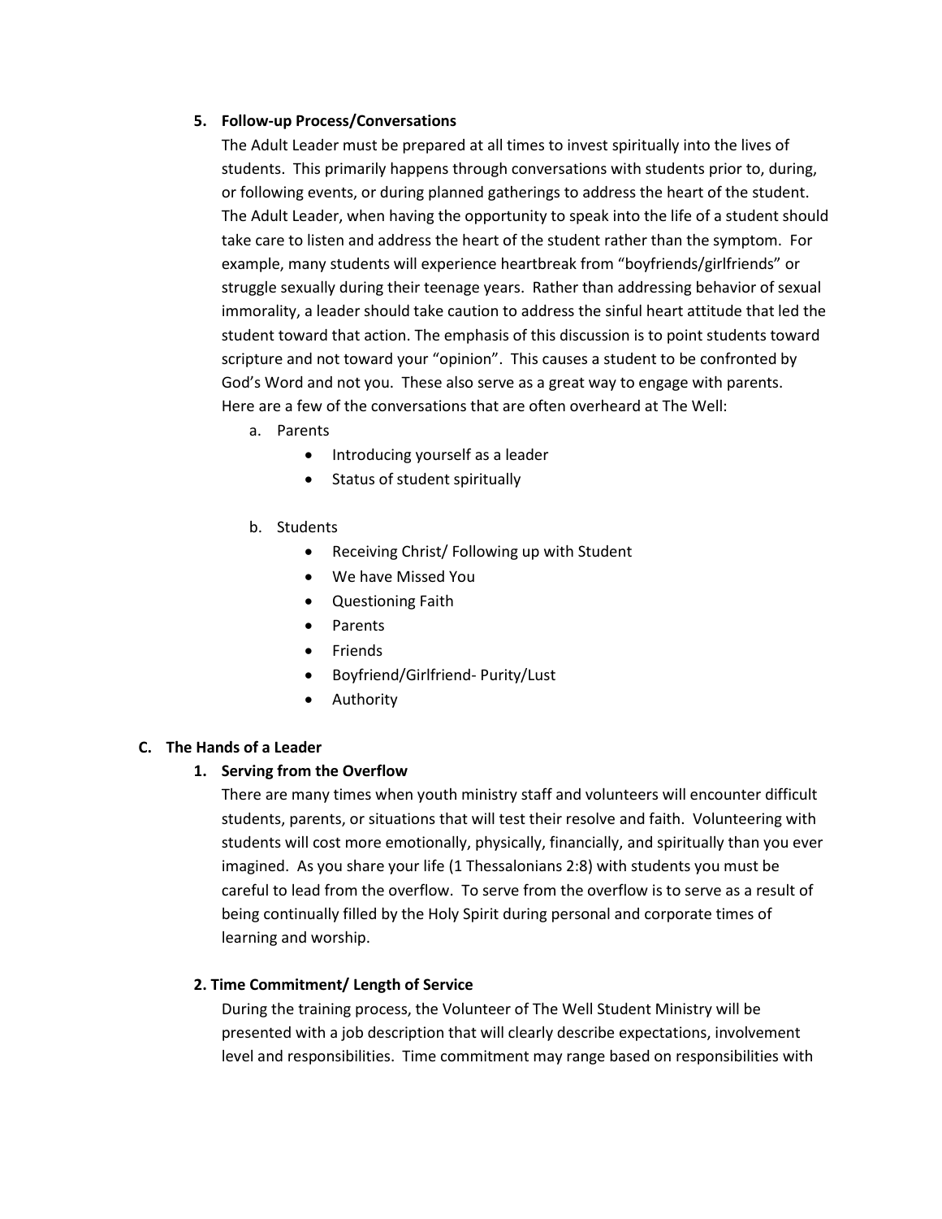5. **Follow-up Process/Conversations**

   The Adult Leader must be prepared at all times to invest spiritually into the lives of students. This primarily happens through conversations with students prior to, during, or following events, or during planned gatherings to address the heart of the student. The Adult Leader, when having the opportunity to speak into the life of a student should take care to listen and address the heart of the student rather than the symptom. For example, many students will experience heartbreak from "boyfriends/girlfriends" or struggle sexually during their teenage years. Rather than addressing behavior of sexual immorality, a leader should take caution to address the sinful heart attitude that led the student toward that action. The emphasis of this discussion is to point students toward scripture and not toward your "opinion". This causes a student to be confronted by God's Word and not you. These also serve as a great way to engage with parents. Here are a few of the conversations that are often overheard at The Well:

   a. Parents
      - Introducing yourself as a leader
      - Status of student spiritually

   b. Students
      - Receiving Christ/ Following up with Student
      - We have Missed You
      - Questioning Faith
      - Parents
      - Friends
      - Boyfriend/Girlfriend- Purity/Lust
      - Authority

**C. The Hands of a Leader**

1. **Serving from the Overflow**

   There are many times when youth ministry staff and volunteers will encounter difficult students, parents, or situations that will test their resolve and faith. Volunteering with students will cost more emotionally, physically, financially, and spiritually than you ever imagined. As you share your life (1 Thessalonians 2:8) with students you must be careful to lead from the overflow. To serve from the overflow is to serve as a result of being continually filled by the Holy Spirit during personal and corporate times of learning and worship.

2. **Time Commitment/ Length of Service**

   During the training process, the Volunteer of The Well Student Ministry will be presented with a job description that will clearly describe expectations, involvement level and responsibilities. Time commitment may range based on responsibilities with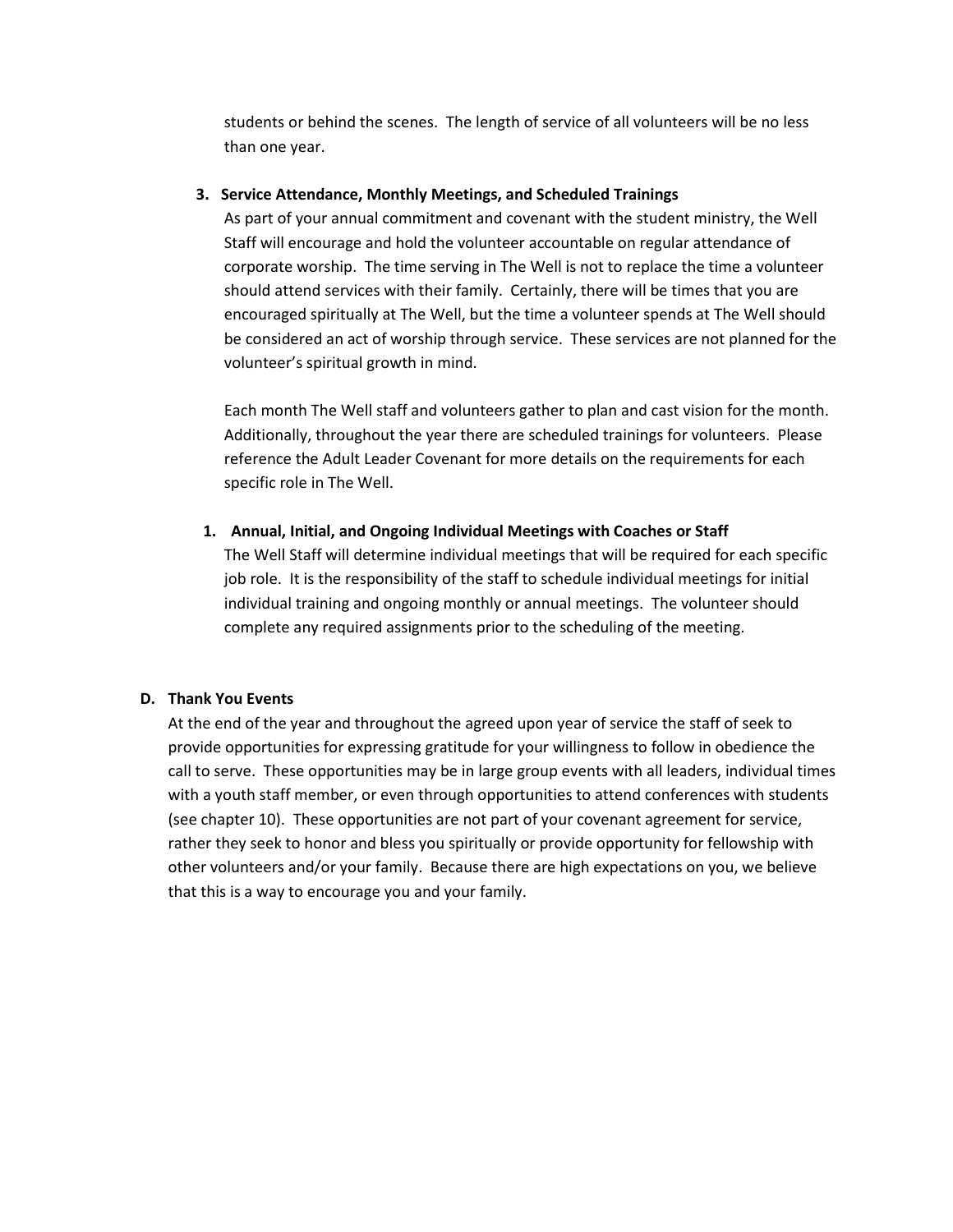students or behind the scenes. The length of service of all volunteers will be no less than one year.

3. **Service Attendance, Monthly Meetings, and Scheduled Trainings**

   As part of your annual commitment and covenant with the student ministry, the Well Staff will encourage and hold the volunteer accountable on regular attendance of corporate worship. The time serving in The Well is not to replace the time a volunteer should attend services with their family. Certainly, there will be times that you are encouraged spiritually at The Well, but the time a volunteer spends at The Well should be considered an act of worship through service. These services are not planned for the volunteer's spiritual growth in mind.

   Each month The Well staff and volunteers gather to plan and cast vision for the month. Additionally, throughout the year there are scheduled trainings for volunteers. Please reference the Adult Leader Covenant for more details on the requirements for each specific role in The Well.

1. **Annual, Initial, and Ongoing Individual Meetings with Coaches or Staff**

   The Well Staff will determine individual meetings that will be required for each specific job role. It is the responsibility of the staff to schedule individual meetings for initial individual training and ongoing monthly or annual meetings. The volunteer should complete any required assignments prior to the scheduling of the meeting.

**D. Thank You Events**

At the end of the year and throughout the agreed upon year of service the staff of seek to provide opportunities for expressing gratitude for your willingness to follow in obedience the call to serve. These opportunities may be in large group events with all leaders, individual times with a youth staff member, or even through opportunities to attend conferences with students (see chapter 10). These opportunities are not part of your covenant agreement for service, rather they seek to honor and bless you spiritually or provide opportunity for fellowship with other volunteers and/or your family. Because there are high expectations on you, we believe that this is a way to encourage you and your family.